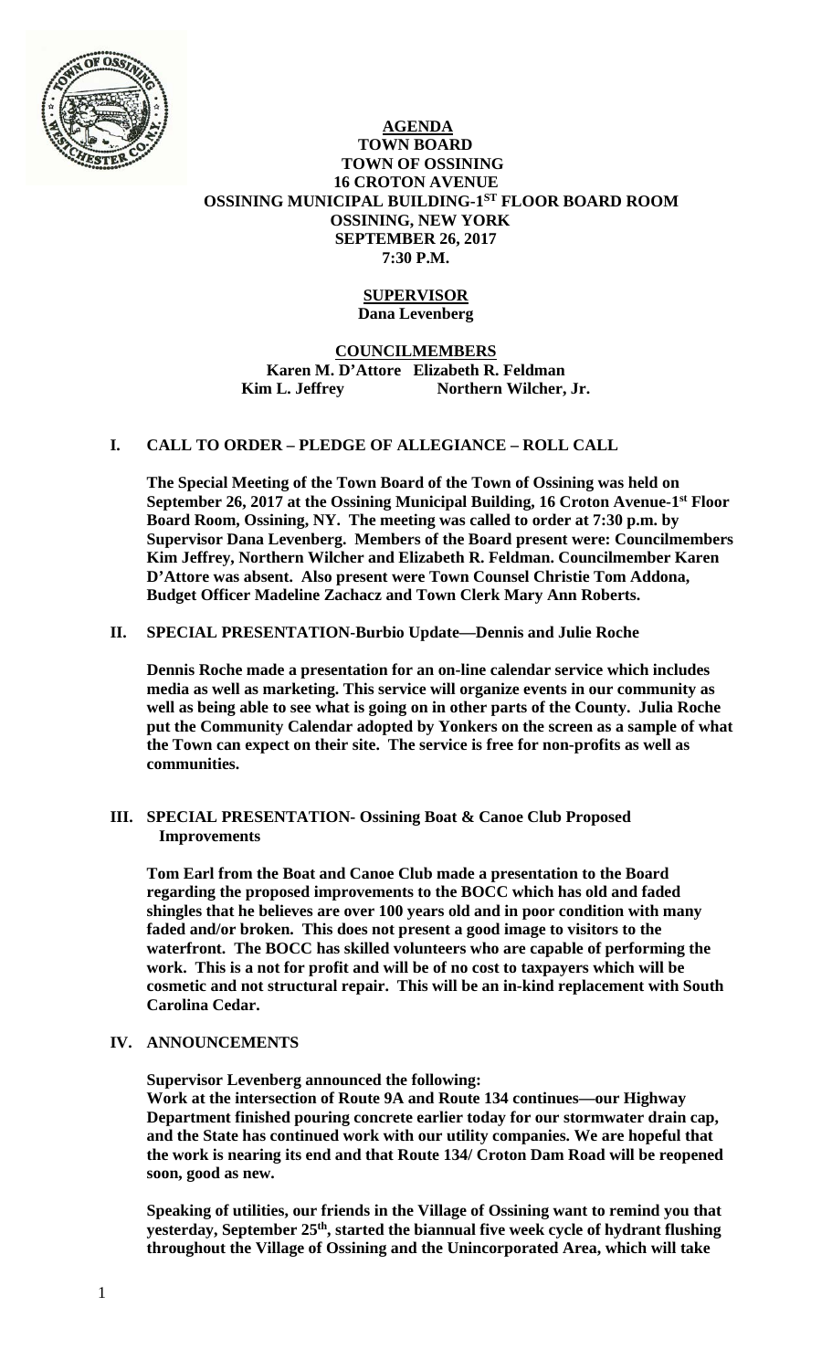# AGENDA
## TOWN BOARD
## TOWN OF OSSINING
## 16 CROTON AVENUE
## OSSINING MUNICIPAL BUILDING-1ST FLOOR BOARD ROOM
## OSSINING, NEW YORK
## SEPTEMBER 26, 2017
## 7:30 P.M.

**SUPERVISOR**
**Dana Levenberg**

**COUNCILMEMBERS**
**Karen M. D'Attore Elizabeth R. Feldman**
**Kim L. Jeffrey Northern Wilcher, Jr.**

## I. CALL TO ORDER – PLEDGE OF ALLEGIANCE – ROLL CALL

**The Special Meeting of the Town Board of the Town of Ossining was held on September 26, 2017 at the Ossining Municipal Building, 16 Croton Avenue-1st Floor Board Room, Ossining, NY. The meeting was called to order at 7:30 p.m. by Supervisor Dana Levenberg. Members of the Board present were: Councilmembers Kim Jeffrey, Northern Wilcher and Elizabeth R. Feldman. Councilmember Karen D'Attore was absent. Also present were Town Counsel Christie Tom Addona, Budget Officer Madeline Zachacz and Town Clerk Mary Ann Roberts.**

## II. SPECIAL PRESENTATION-Burbio Update—Dennis and Julie Roche

**Dennis Roche made a presentation for an on-line calendar service which includes media as well as marketing. This service will organize events in our community as well as being able to see what is going on in other parts of the County. Julia Roche put the Community Calendar adopted by Yonkers on the screen as a sample of what the Town can expect on their site. The service is free for non-profits as well as communities.**

## III. SPECIAL PRESENTATION- Ossining Boat & Canoe Club Proposed Improvements

**Tom Earl from the Boat and Canoe Club made a presentation to the Board regarding the proposed improvements to the BOCC which has old and faded shingles that he believes are over 100 years old and in poor condition with many faded and/or broken. This does not present a good image to visitors to the waterfront. The BOCC has skilled volunteers who are capable of performing the work. This is a not for profit and will be of no cost to taxpayers which will be cosmetic and not structural repair. This will be an in-kind replacement with South Carolina Cedar.**

## IV. ANNOUNCEMENTS

**Supervisor Levenberg announced the following:**
**Work at the intersection of Route 9A and Route 134 continues—our Highway Department finished pouring concrete earlier today for our stormwater drain cap, and the State has continued work with our utility companies. We are hopeful that the work is nearing its end and that Route 134/ Croton Dam Road will be reopened soon, good as new.**

**Speaking of utilities, our friends in the Village of Ossining want to remind you that yesterday, September 25th, started the biannual five week cycle of hydrant flushing throughout the Village of Ossining and the Unincorporated Area, which will take**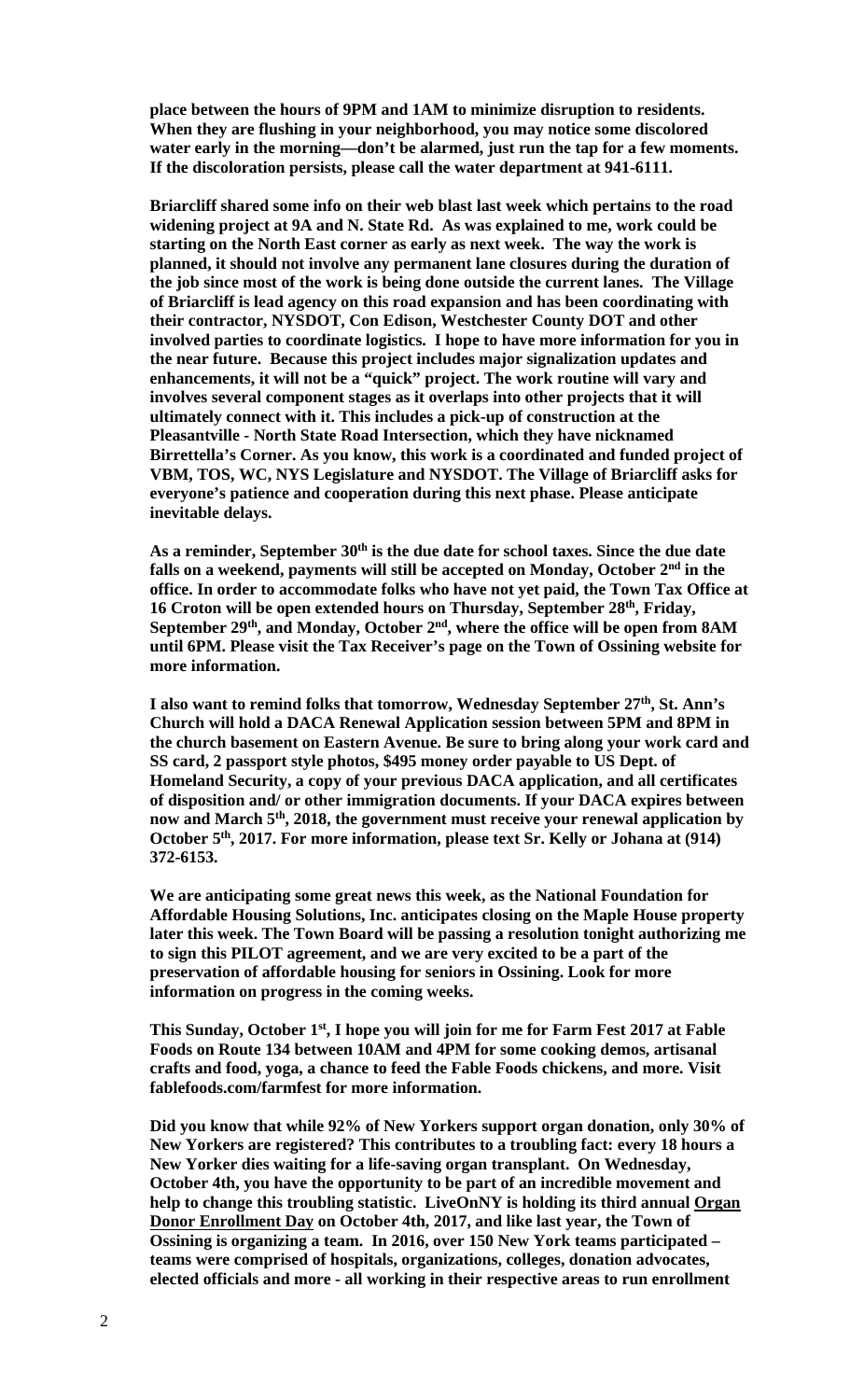**place between the hours of 9PM and 1AM to minimize disruption to residents. When they are flushing in your neighborhood, you may notice some discolored water early in the morning—don't be alarmed, just run the tap for a few moments. If the discoloration persists, please call the water department at 941-6111.**

**Briarcliff shared some info on their web blast last week which pertains to the road widening project at 9A and N. State Rd. As was explained to me, work could be starting on the North East corner as early as next week. The way the work is planned, it should not involve any permanent lane closures during the duration of the job since most of the work is being done outside the current lanes. The Village of Briarcliff is lead agency on this road expansion and has been coordinating with their contractor, NYSDOT, Con Edison, Westchester County DOT and other involved parties to coordinate logistics. I hope to have more information for you in the near future. Because this project includes major signalization updates and enhancements, it will not be a "quick" project. The work routine will vary and involves several component stages as it overlaps into other projects that it will ultimately connect with it. This includes a pick-up of construction at the Pleasantville - North State Road Intersection, which they have nicknamed Birrettella's Corner. As you know, this work is a coordinated and funded project of VBM, TOS, WC, NYS Legislature and NYSDOT. The Village of Briarcliff asks for everyone's patience and cooperation during this next phase. Please anticipate inevitable delays.**

**As a reminder, September 30th is the due date for school taxes. Since the due date falls on a weekend, payments will still be accepted on Monday, October 2nd in the office. In order to accommodate folks who have not yet paid, the Town Tax Office at 16 Croton will be open extended hours on Thursday, September 28th, Friday, September 29th, and Monday, October 2nd, where the office will be open from 8AM until 6PM. Please visit the Tax Receiver's page on the Town of Ossining website for more information.**

**I also want to remind folks that tomorrow, Wednesday September 27th, St. Ann's Church will hold a DACA Renewal Application session between 5PM and 8PM in the church basement on Eastern Avenue. Be sure to bring along your work card and SS card, 2 passport style photos, $495 money order payable to US Dept. of Homeland Security, a copy of your previous DACA application, and all certificates of disposition and/ or other immigration documents. If your DACA expires between now and March 5th, 2018, the government must receive your renewal application by October 5th, 2017. For more information, please text Sr. Kelly or Johana at (914) 372-6153.**

**We are anticipating some great news this week, as the National Foundation for Affordable Housing Solutions, Inc. anticipates closing on the Maple House property later this week. The Town Board will be passing a resolution tonight authorizing me to sign this PILOT agreement, and we are very excited to be a part of the preservation of affordable housing for seniors in Ossining. Look for more information on progress in the coming weeks.**

**This Sunday, October 1st, I hope you will join for me for Farm Fest 2017 at Fable Foods on Route 134 between 10AM and 4PM for some cooking demos, artisanal crafts and food, yoga, a chance to feed the Fable Foods chickens, and more. Visit fablefoods.com/farmfest for more information.**

**Did you know that while 92% of New Yorkers support organ donation, only 30% of New Yorkers are registered? This contributes to a troubling fact: every 18 hours a New Yorker dies waiting for a life-saving organ transplant. On Wednesday, October 4th, you have the opportunity to be part of an incredible movement and help to change this troubling statistic. LiveOnNY is holding its third annual Organ Donor Enrollment Day on October 4th, 2017, and like last year, the Town of Ossining is organizing a team. In 2016, over 150 New York teams participated – teams were comprised of hospitals, organizations, colleges, donation advocates, elected officials and more - all working in their respective areas to run enrollment**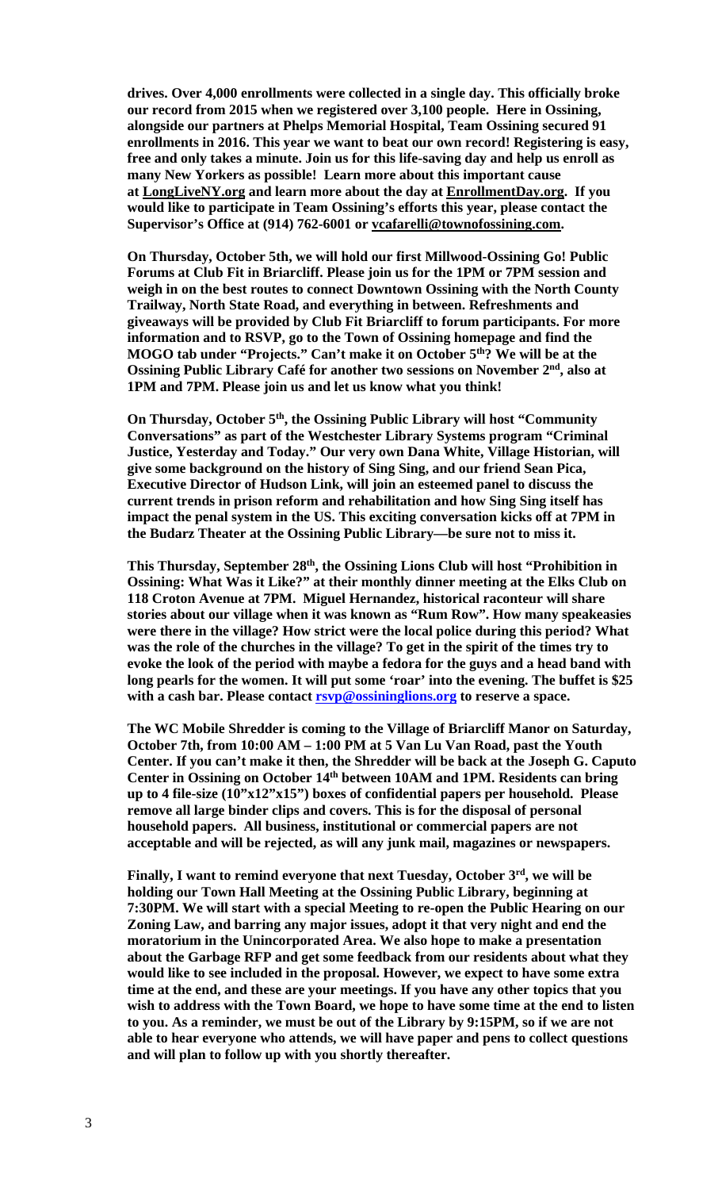**drives. Over 4,000 enrollments were collected in a single day. This officially broke our record from 2015 when we registered over 3,100 people. Here in Ossining, alongside our partners at Phelps Memorial Hospital, Team Ossining secured 91 enrollments in 2016. This year we want to beat our own record! Registering is easy, free and only takes a minute. Join us for this life-saving day and help us enroll as many New Yorkers as possible! Learn more about this important cause at LongLiveNY.org and learn more about the day at EnrollmentDay.org. If you would like to participate in Team Ossining's efforts this year, please contact the Supervisor's Office at (914) 762-6001 or vcafarelli@townofossining.com.**

**On Thursday, October 5th, we will hold our first Millwood-Ossining Go! Public Forums at Club Fit in Briarcliff. Please join us for the 1PM or 7PM session and weigh in on the best routes to connect Downtown Ossining with the North County Trailway, North State Road, and everything in between. Refreshments and giveaways will be provided by Club Fit Briarcliff to forum participants. For more information and to RSVP, go to the Town of Ossining homepage and find the MOGO tab under "Projects." Can't make it on October 5th? We will be at the Ossining Public Library Café for another two sessions on November 2nd, also at 1PM and 7PM. Please join us and let us know what you think!**

**On Thursday, October 5th, the Ossining Public Library will host "Community Conversations" as part of the Westchester Library Systems program "Criminal Justice, Yesterday and Today." Our very own Dana White, Village Historian, will give some background on the history of Sing Sing, and our friend Sean Pica, Executive Director of Hudson Link, will join an esteemed panel to discuss the current trends in prison reform and rehabilitation and how Sing Sing itself has impact the penal system in the US. This exciting conversation kicks off at 7PM in the Budarz Theater at the Ossining Public Library—be sure not to miss it.**

**This Thursday, September 28th, the Ossining Lions Club will host "Prohibition in Ossining: What Was it Like?" at their monthly dinner meeting at the Elks Club on 118 Croton Avenue at 7PM. Miguel Hernandez, historical raconteur will share stories about our village when it was known as "Rum Row". How many speakeasies were there in the village? How strict were the local police during this period? What was the role of the churches in the village? To get in the spirit of the times try to evoke the look of the period with maybe a fedora for the guys and a head band with long pearls for the women. It will put some 'roar' into the evening. The buffet is $25 with a cash bar. Please contact rsvp@ossininglions.org to reserve a space.**

**The WC Mobile Shredder is coming to the Village of Briarcliff Manor on Saturday, October 7th, from 10:00 AM – 1:00 PM at 5 Van Lu Van Road, past the Youth Center. If you can't make it then, the Shredder will be back at the Joseph G. Caputo Center in Ossining on October 14th between 10AM and 1PM. Residents can bring up to 4 file-size (10"x12"x15") boxes of confidential papers per household. Please remove all large binder clips and covers. This is for the disposal of personal household papers. All business, institutional or commercial papers are not acceptable and will be rejected, as will any junk mail, magazines or newspapers.**

**Finally, I want to remind everyone that next Tuesday, October 3rd, we will be holding our Town Hall Meeting at the Ossining Public Library, beginning at 7:30PM. We will start with a special Meeting to re-open the Public Hearing on our Zoning Law, and barring any major issues, adopt it that very night and end the moratorium in the Unincorporated Area. We also hope to make a presentation about the Garbage RFP and get some feedback from our residents about what they would like to see included in the proposal. However, we expect to have some extra time at the end, and these are your meetings. If you have any other topics that you wish to address with the Town Board, we hope to have some time at the end to listen to you. As a reminder, we must be out of the Library by 9:15PM, so if we are not able to hear everyone who attends, we will have paper and pens to collect questions and will plan to follow up with you shortly thereafter.**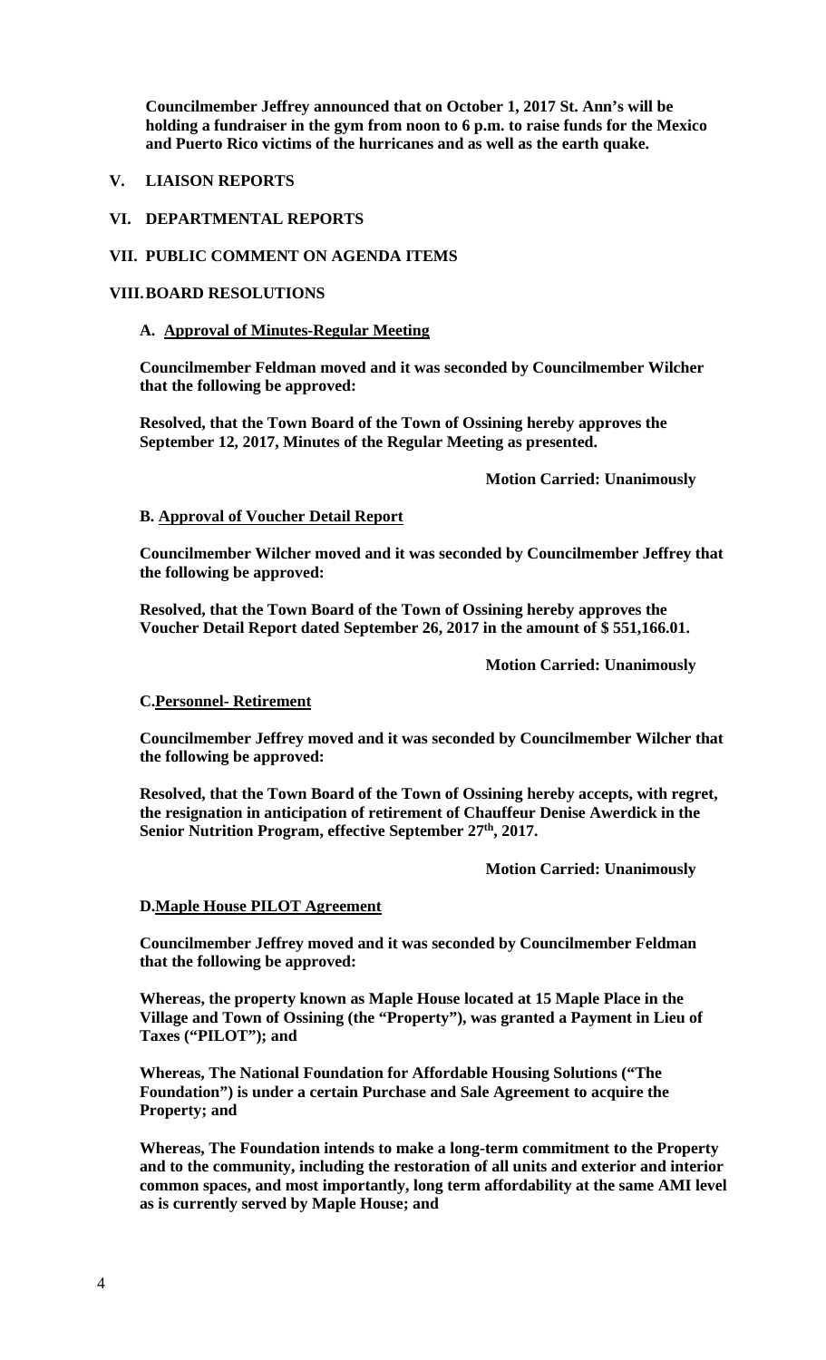**Councilmember Jeffrey announced that on October 1, 2017 St. Ann's will be holding a fundraiser in the gym from noon to 6 p.m. to raise funds for the Mexico and Puerto Rico victims of the hurricanes and as well as the earth quake.**

## V. LIAISON REPORTS

## VI. DEPARTMENTAL REPORTS

## VII. PUBLIC COMMENT ON AGENDA ITEMS

## VIII. BOARD RESOLUTIONS

### A. Approval of Minutes-Regular Meeting

**Councilmember Feldman moved and it was seconded by Councilmember Wilcher that the following be approved:**

**Resolved, that the Town Board of the Town of Ossining hereby approves the September 12, 2017, Minutes of the Regular Meeting as presented.**

**Motion Carried: Unanimously**

### B. Approval of Voucher Detail Report

**Councilmember Wilcher moved and it was seconded by Councilmember Jeffrey that the following be approved:**

**Resolved, that the Town Board of the Town of Ossining hereby approves the Voucher Detail Report dated September 26, 2017 in the amount of $ 551,166.01.**

**Motion Carried: Unanimously**

### C. Personnel- Retirement

**Councilmember Jeffrey moved and it was seconded by Councilmember Wilcher that the following be approved:**

**Resolved, that the Town Board of the Town of Ossining hereby accepts, with regret, the resignation in anticipation of retirement of Chauffeur Denise Awerdick in the Senior Nutrition Program, effective September 27th, 2017.**

**Motion Carried: Unanimously**

### D. Maple House PILOT Agreement

**Councilmember Jeffrey moved and it was seconded by Councilmember Feldman that the following be approved:**

**Whereas, the property known as Maple House located at 15 Maple Place in the Village and Town of Ossining (the "Property"), was granted a Payment in Lieu of Taxes ("PILOT"); and**

**Whereas, The National Foundation for Affordable Housing Solutions ("The Foundation") is under a certain Purchase and Sale Agreement to acquire the Property; and**

**Whereas, The Foundation intends to make a long-term commitment to the Property and to the community, including the restoration of all units and exterior and interior common spaces, and most importantly, long term affordability at the same AMI level as is currently served by Maple House; and**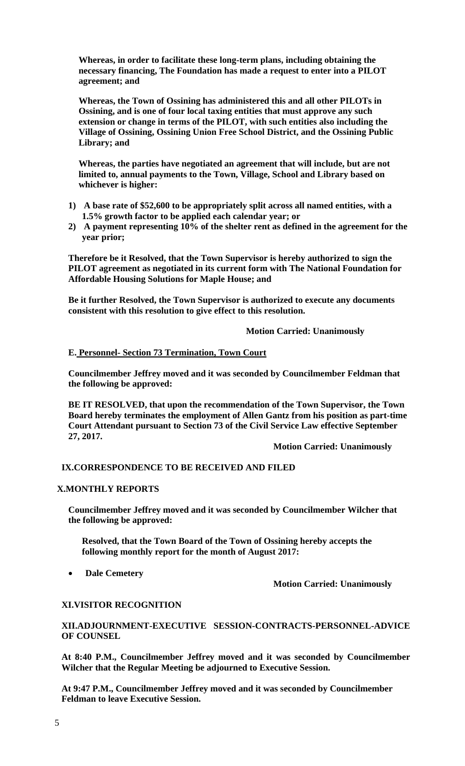**Whereas, in order to facilitate these long-term plans, including obtaining the necessary financing, The Foundation has made a request to enter into a PILOT agreement; and**

**Whereas, the Town of Ossining has administered this and all other PILOTs in Ossining, and is one of four local taxing entities that must approve any such extension or change in terms of the PILOT, with such entities also including the Village of Ossining, Ossining Union Free School District, and the Ossining Public Library; and**

**Whereas, the parties have negotiated an agreement that will include, but are not limited to, annual payments to the Town, Village, School and Library based on whichever is higher:**

1) **A base rate of $52,600 to be appropriately split across all named entities, with a 1.5% growth factor to be applied each calendar year; or**
2) **A payment representing 10% of the shelter rent as defined in the agreement for the year prior;**

**Therefore be it Resolved, that the Town Supervisor is hereby authorized to sign the PILOT agreement as negotiated in its current form with The National Foundation for Affordable Housing Solutions for Maple House; and**

**Be it further Resolved, the Town Supervisor is authorized to execute any documents consistent with this resolution to give effect to this resolution.**

**Motion Carried: Unanimously**

**E. Personnel- Section 73 Termination, Town Court**

**Councilmember Jeffrey moved and it was seconded by Councilmember Feldman that the following be approved:**

**BE IT RESOLVED, that upon the recommendation of the Town Supervisor, the Town Board hereby terminates the employment of Allen Gantz from his position as part-time Court Attendant pursuant to Section 73 of the Civil Service Law effective September 27, 2017.**

**Motion Carried: Unanimously**

**IX.CORRESPONDENCE TO BE RECEIVED AND FILED**

**X.MONTHLY REPORTS**

**Councilmember Jeffrey moved and it was seconded by Councilmember Wilcher that the following be approved:**

**Resolved, that the Town Board of the Town of Ossining hereby accepts the following monthly report for the month of August 2017:**

- **Dale Cemetery**

**Motion Carried: Unanimously**

**XI.VISITOR RECOGNITION**

**XII.ADJOURNMENT-EXECUTIVE SESSION-CONTRACTS-PERSONNEL-ADVICE OF COUNSEL**

**At 8:40 P.M., Councilmember Jeffrey moved and it was seconded by Councilmember Wilcher that the Regular Meeting be adjourned to Executive Session.**

**At 9:47 P.M., Councilmember Jeffrey moved and it was seconded by Councilmember Feldman to leave Executive Session.**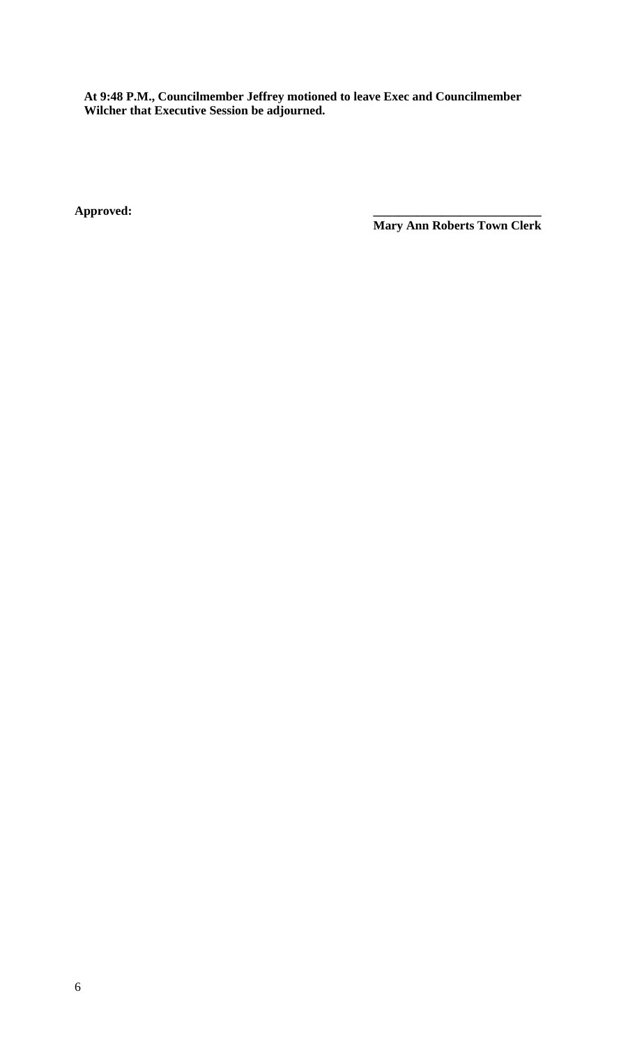**At 9:48 P.M., Councilmember Jeffrey motioned to leave Exec and Councilmember Wilcher that Executive Session be adjourned.**

**Approved:**

\_\_\_\_\_\_\_\_\_\_\_\_\_\_\_\_\_\_\_\_\_\_\_\_\_\_\_

**Mary Ann Roberts Town Clerk**